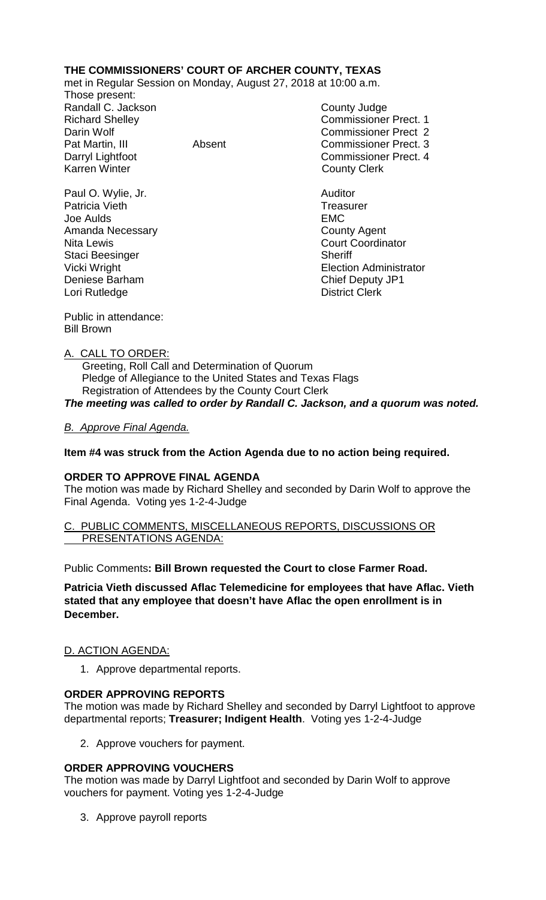**THE COMMISSIONERS' COURT OF ARCHER COUNTY, TEXAS**

met in Regular Session on Monday, August 27, 2018 at 10:00 a.m.

Those present:

| | | |
|---|---|---|
| Randall C. Jackson | | County Judge |
| Richard Shelley | | Commissioner Prect. 1 |
| Darin Wolf | | Commissioner Prect 2 |
| Pat Martin, III | Absent | Commissioner Prect. 3 |
| Darryl Lightfoot | | Commissioner Prect. 4 |
| Karren Winter | | County Clerk |
| | | |
| Paul O. Wylie, Jr. | | Auditor |
| Patricia Vieth | | Treasurer |
| Joe Aulds | | EMC |
| Amanda Necessary | | County Agent |
| Nita Lewis | | Court Coordinator |
| Staci Beesinger | | Sheriff |
| Vicki Wright | | Election Administrator |
| Deniese Barham | | Chief Deputy JP1 |
| Lori Rutledge | | District Clerk |

Public in attendance:
Bill Brown

A. CALL TO ORDER:

Greeting, Roll Call and Determination of Quorum
Pledge of Allegiance to the United States and Texas Flags
Registration of Attendees by the County Court Clerk

***The meeting was called to order by Randall C. Jackson, and a quorum was noted.***

*B. Approve Final Agenda.*

**Item #4 was struck from the Action Agenda due to no action being required.**

**ORDER TO APPROVE FINAL AGENDA**

The motion was made by Richard Shelley and seconded by Darin Wolf to approve the Final Agenda. Voting yes 1-2-4-Judge

C. PUBLIC COMMENTS, MISCELLANEOUS REPORTS, DISCUSSIONS OR PRESENTATIONS AGENDA:

Public Comments**: Bill Brown requested the Court to close Farmer Road.**

**Patricia Vieth discussed Aflac Telemedicine for employees that have Aflac. Vieth stated that any employee that doesn't have Aflac the open enrollment is in December.**

D. ACTION AGENDA:

1. Approve departmental reports.

**ORDER APPROVING REPORTS**

The motion was made by Richard Shelley and seconded by Darryl Lightfoot to approve departmental reports; **Treasurer; Indigent Health**. Voting yes 1-2-4-Judge

2. Approve vouchers for payment.

**ORDER APPROVING VOUCHERS**

The motion was made by Darryl Lightfoot and seconded by Darin Wolf to approve vouchers for payment. Voting yes 1-2-4-Judge

3. Approve payroll reports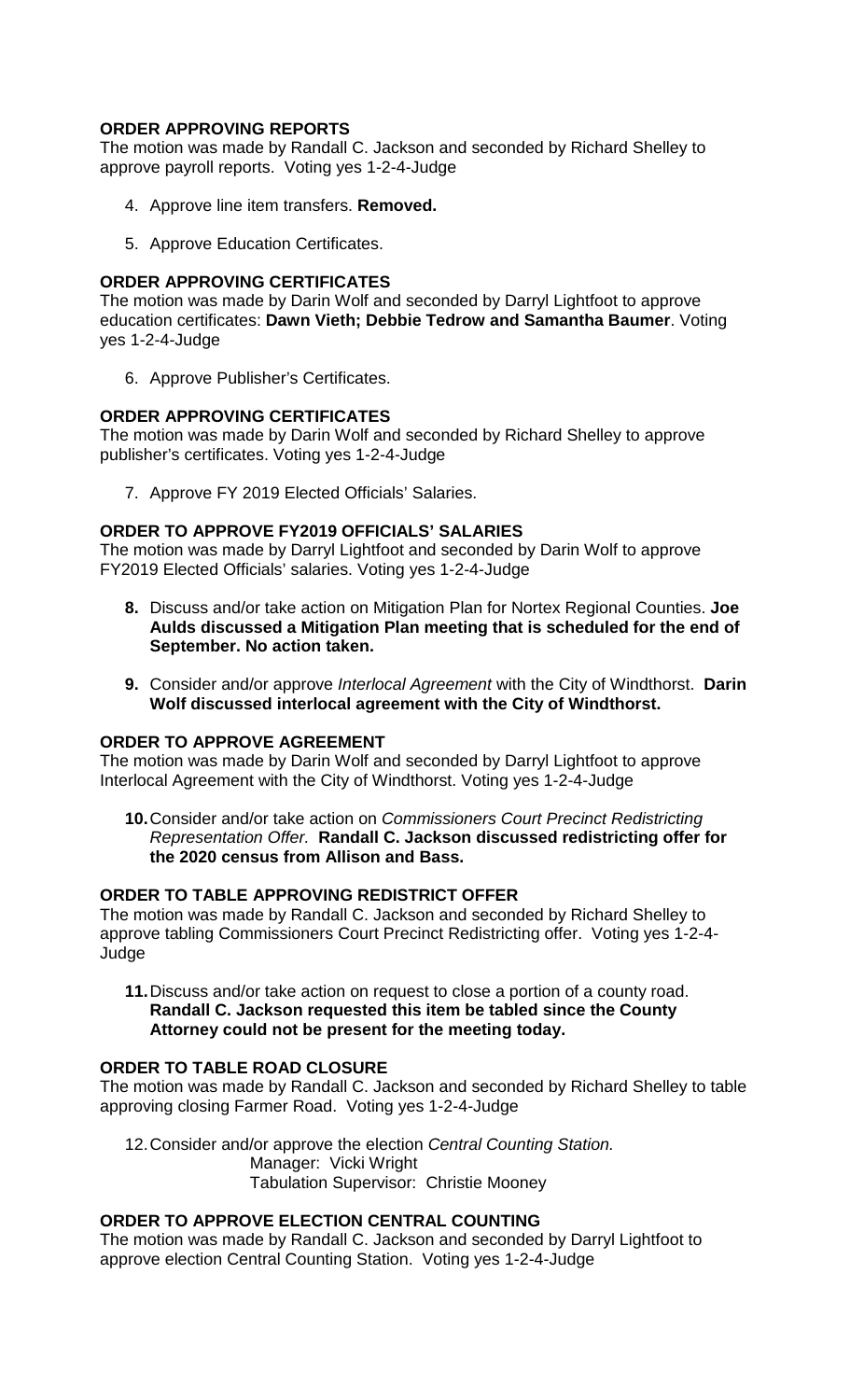**ORDER APPROVING REPORTS**
The motion was made by Randall C. Jackson and seconded by Richard Shelley to approve payroll reports. Voting yes 1-2-4-Judge

4. Approve line item transfers. **Removed.**

5. Approve Education Certificates.

**ORDER APPROVING CERTIFICATES**
The motion was made by Darin Wolf and seconded by Darryl Lightfoot to approve education certificates: **Dawn Vieth; Debbie Tedrow and Samantha Baumer**. Voting yes 1-2-4-Judge

6. Approve Publisher's Certificates.

**ORDER APPROVING CERTIFICATES**
The motion was made by Darin Wolf and seconded by Richard Shelley to approve publisher's certificates. Voting yes 1-2-4-Judge

7. Approve FY 2019 Elected Officials' Salaries.

**ORDER TO APPROVE FY2019 OFFICIALS' SALARIES**
The motion was made by Darryl Lightfoot and seconded by Darin Wolf to approve FY2019 Elected Officials' salaries. Voting yes 1-2-4-Judge

**8.** Discuss and/or take action on Mitigation Plan for Nortex Regional Counties. **Joe Aulds discussed a Mitigation Plan meeting that is scheduled for the end of September. No action taken.**

**9.** Consider and/or approve *Interlocal Agreement* with the City of Windthorst. **Darin Wolf discussed interlocal agreement with the City of Windthorst.**

**ORDER TO APPROVE AGREEMENT**
The motion was made by Darin Wolf and seconded by Darryl Lightfoot to approve Interlocal Agreement with the City of Windthorst. Voting yes 1-2-4-Judge

**10.** Consider and/or take action on *Commissioners Court Precinct Redistricting Representation Offer.* **Randall C. Jackson discussed redistricting offer for the 2020 census from Allison and Bass.**

**ORDER TO TABLE APPROVING REDISTRICT OFFER**
The motion was made by Randall C. Jackson and seconded by Richard Shelley to approve tabling Commissioners Court Precinct Redistricting offer. Voting yes 1-2-4-Judge

**11.** Discuss and/or take action on request to close a portion of a county road. **Randall C. Jackson requested this item be tabled since the County Attorney could not be present for the meeting today.**

**ORDER TO TABLE ROAD CLOSURE**
The motion was made by Randall C. Jackson and seconded by Richard Shelley to table approving closing Farmer Road. Voting yes 1-2-4-Judge

12. Consider and/or approve the election *Central Counting Station.*
    Manager: Vicki Wright
    Tabulation Supervisor: Christie Mooney

**ORDER TO APPROVE ELECTION CENTRAL COUNTING**
The motion was made by Randall C. Jackson and seconded by Darryl Lightfoot to approve election Central Counting Station. Voting yes 1-2-4-Judge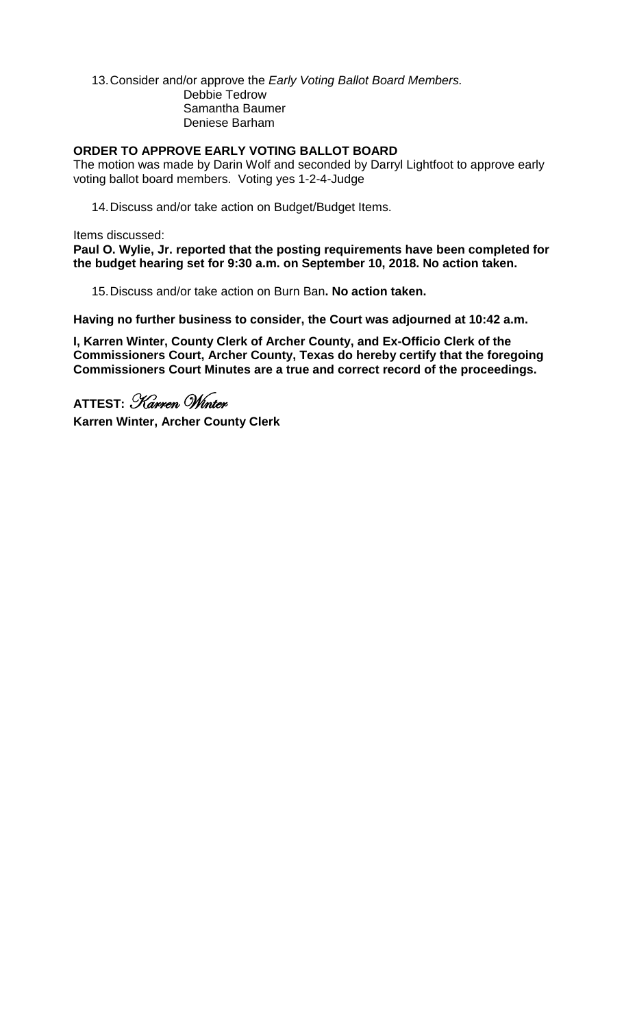13. Consider and/or approve the *Early Voting Ballot Board Members.*
    Debbie Tedrow
    Samantha Baumer
    Deniese Barham

**ORDER TO APPROVE EARLY VOTING BALLOT BOARD**

The motion was made by Darin Wolf and seconded by Darryl Lightfoot to approve early voting ballot board members. Voting yes 1-2-4-Judge

14. Discuss and/or take action on Budget/Budget Items.

Items discussed:

**Paul O. Wylie, Jr. reported that the posting requirements have been completed for the budget hearing set for 9:30 a.m. on September 10, 2018. No action taken.**

15. Discuss and/or take action on Burn Ban**. No action taken.**

**Having no further business to consider, the Court was adjourned at 10:42 a.m.**

**I, Karren Winter, County Clerk of Archer County, and Ex-Officio Clerk of the Commissioners Court, Archer County, Texas do hereby certify that the foregoing Commissioners Court Minutes are a true and correct record of the proceedings.**

**ATTEST:** *Karren Winter*

**Karren Winter, Archer County Clerk**